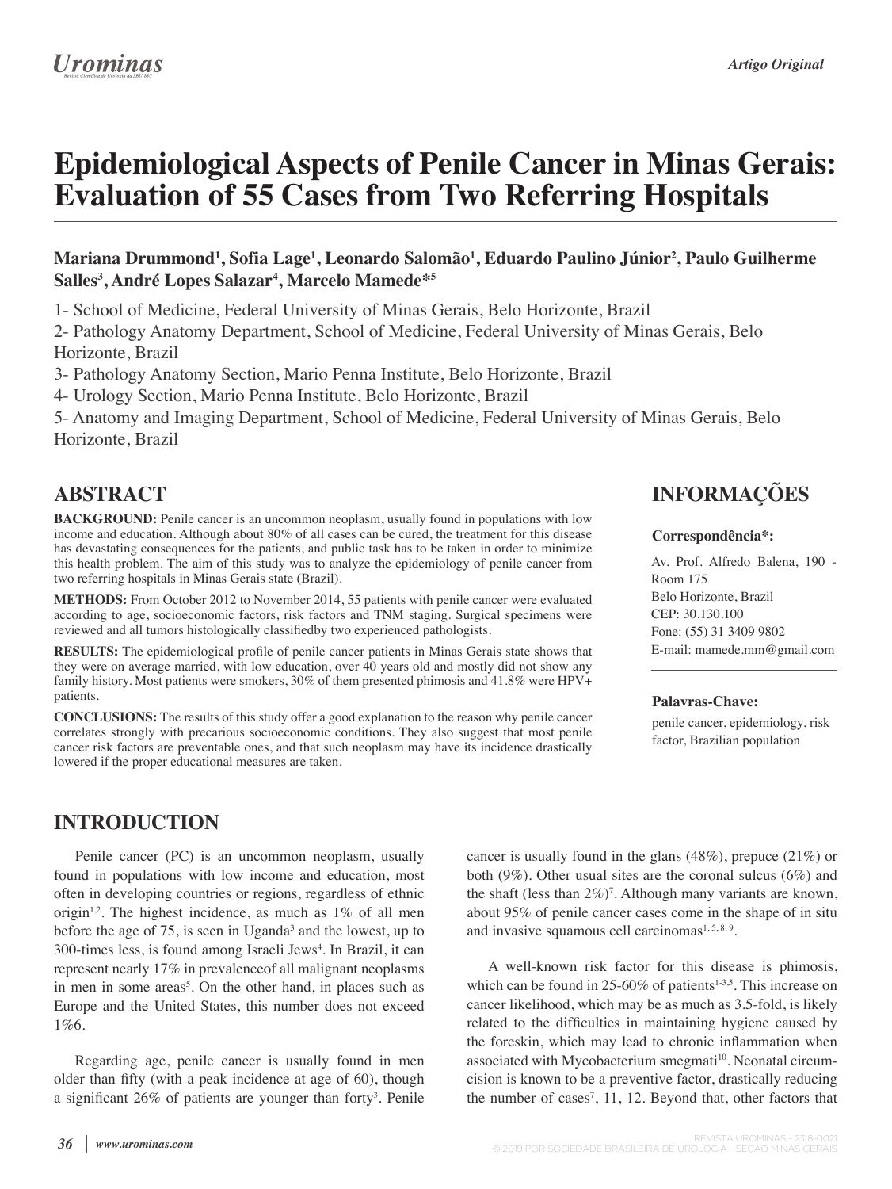# Epidemiological Aspects of Penile Cancer in Minas Gerais: Evaluation of 55 Cases from Two Referring Hospitals

**Mariana Drummond[1], Sofia Lage[1], Leonardo Salomão[1], Eduardo Paulino Júnior[2], Paulo Guilherme Salles[3], André Lopes Salazar[4], Marcelo Mamede*[5]**

1- School of Medicine, Federal University of Minas Gerais, Belo Horizonte, Brazil
2- Pathology Anatomy Department, School of Medicine, Federal University of Minas Gerais, Belo Horizonte, Brazil
3- Pathology Anatomy Section, Mario Penna Institute, Belo Horizonte, Brazil
4- Urology Section, Mario Penna Institute, Belo Horizonte, Brazil
5- Anatomy and Imaging Department, School of Medicine, Federal University of Minas Gerais, Belo Horizonte, Brazil

## ABSTRACT

**BACKGROUND:** Penile cancer is an uncommon neoplasm, usually found in populations with low income and education. Although about 80% of all cases can be cured, the treatment for this disease has devastating consequences for the patients, and public task has to be taken in order to minimize this health problem. The aim of this study was to analyze the epidemiology of penile cancer from two referring hospitals in Minas Gerais state (Brazil).

**METHODS:** From October 2012 to November 2014, 55 patients with penile cancer were evaluated according to age, socioeconomic factors, risk factors and TNM staging. Surgical specimens were reviewed and all tumors histologically classifiedby two experienced pathologists.

**RESULTS:** The epidemiological profile of penile cancer patients in Minas Gerais state shows that they were on average married, with low education, over 40 years old and mostly did not show any family history. Most patients were smokers, 30% of them presented phimosis and 41.8% were HPV+ patients.

**CONCLUSIONS:** The results of this study offer a good explanation to the reason why penile cancer correlates strongly with precarious socioeconomic conditions. They also suggest that most penile cancer risk factors are preventable ones, and that such neoplasm may have its incidence drastically lowered if the proper educational measures are taken.

## INFORMAÇÕES

**Correspondência*:**

Av. Prof. Alfredo Balena, 190 - Room 175
Belo Horizonte, Brazil
CEP: 30.130.100
Fone: (55) 31 3409 9802
E-mail: mamede.mm@gmail.com

**Palavras-Chave:**

penile cancer, epidemiology, risk factor, Brazilian population

## INTRODUCTION

Penile cancer (PC) is an uncommon neoplasm, usually found in populations with low income and education, most often in developing countries or regions, regardless of ethnic origin[1,2]. The highest incidence, as much as 1% of all men before the age of 75, is seen in Uganda[3] and the lowest, up to 300-times less, is found among Israeli Jews[4]. In Brazil, it can represent nearly 17% in prevalenceof all malignant neoplasms in men in some areas[5]. On the other hand, in places such as Europe and the United States, this number does not exceed 1%6.

Regarding age, penile cancer is usually found in men older than fifty (with a peak incidence at age of 60), though a significant 26% of patients are younger than forty[3]. Penile cancer is usually found in the glans (48%), prepuce (21%) or both (9%). Other usual sites are the coronal sulcus (6%) and the shaft (less than 2%)[7]. Although many variants are known, about 95% of penile cancer cases come in the shape of in situ and invasive squamous cell carcinomas[1, 5, 8, 9].

A well-known risk factor for this disease is phimosis, which can be found in 25-60% of patients[1-3,5]. This increase on cancer likelihood, which may be as much as 3.5-fold, is likely related to the difficulties in maintaining hygiene caused by the foreskin, which may lead to chronic inflammation when associated with Mycobacterium smegmati[10]. Neonatal circumcision is known to be a preventive factor, drastically reducing the number of cases[7], 11, 12. Beyond that, other factors that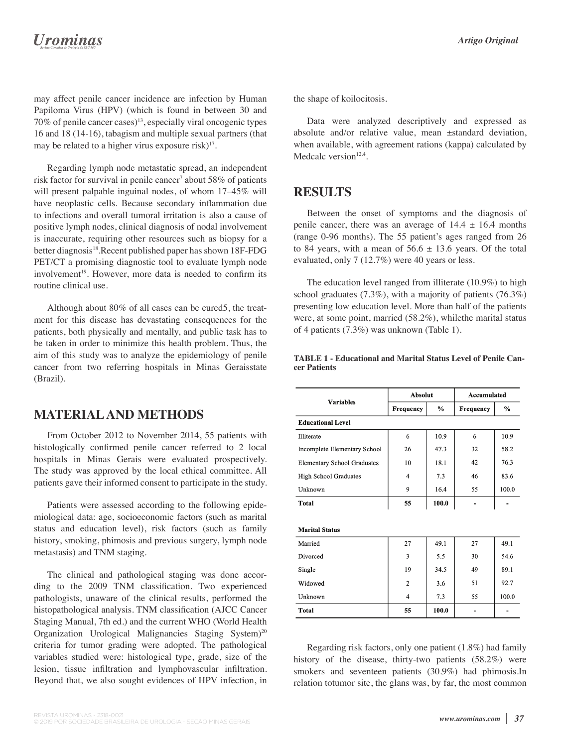may affect penile cancer incidence are infection by Human Papiloma Virus (HPV) (which is found in between 30 and 70% of penile cancer cases)[13], especially viral oncogenic types 16 and 18 (14-16), tabagism and multiple sexual partners (that may be related to a higher virus exposure risk)[17].

Regarding lymph node metastatic spread, an independent risk factor for survival in penile cancer[7] about 58% of patients will present palpable inguinal nodes, of whom 17–45% will have neoplastic cells. Because secondary inflammation due to infections and overall tumoral irritation is also a cause of positive lymph nodes, clinical diagnosis of nodal involvement is inaccurate, requiring other resources such as biopsy for a better diagnosis[18].Recent published paper has shown 18F-FDG PET/CT a promising diagnostic tool to evaluate lymph node involvement[19]. However, more data is needed to confirm its routine clinical use.

Although about 80% of all cases can be cured5, the treatment for this disease has devastating consequences for the patients, both physically and mentally, and public task has to be taken in order to minimize this health problem. Thus, the aim of this study was to analyze the epidemiology of penile cancer from two referring hospitals in Minas Geraisstate (Brazil).

## MATERIAL AND METHODS

From October 2012 to November 2014, 55 patients with histologically confirmed penile cancer referred to 2 local hospitals in Minas Gerais were evaluated prospectively. The study was approved by the local ethical committee. All patients gave their informed consent to participate in the study.

Patients were assessed according to the following epidemiological data: age, socioeconomic factors (such as marital status and education level), risk factors (such as family history, smoking, phimosis and previous surgery, lymph node metastasis) and TNM staging.

The clinical and pathological staging was done according to the 2009 TNM classification. Two experienced pathologists, unaware of the clinical results, performed the histopathological analysis. TNM classification (AJCC Cancer Staging Manual, 7th ed.) and the current WHO (World Health Organization Urological Malignancies Staging System)[20] criteria for tumor grading were adopted. The pathological variables studied were: histological type, grade, size of the lesion, tissue infiltration and lymphovascular infiltration. Beyond that, we also sought evidences of HPV infection, in the shape of koilocitosis.

Data were analyzed descriptively and expressed as absolute and/or relative value, mean ±standard deviation, when available, with agreement rations (kappa) calculated by Medcalc version[12.4].

## RESULTS

Between the onset of symptoms and the diagnosis of penile cancer, there was an average of 14.4 ± 16.4 months (range 0-96 months). The 55 patient's ages ranged from 26 to 84 years, with a mean of 56.6 ± 13.6 years. Of the total evaluated, only 7 (12.7%) were 40 years or less.

The education level ranged from illiterate (10.9%) to high school graduates (7.3%), with a majority of patients (76.3%) presenting low education level. More than half of the patients were, at some point, married (58.2%), whilethe marital status of 4 patients (7.3%) was unknown (Table 1).

**TABLE 1 - Educational and Marital Status Level of Penile Cancer Patients**

| Variables | Absolut | | Accumulated | |
|---|---|---|---|---|
| | Frequency | % | Frequency | % |
| **Educational Level** | | | | |
| Illiterate | 6 | 10.9 | 6 | 10.9 |
| Incomplete Elementary School | 26 | 47.3 | 32 | 58.2 |
| Elementary School Graduates | 10 | 18.1 | 42 | 76.3 |
| High School Graduates | 4 | 7.3 | 46 | 83.6 |
| Unknown | 9 | 16.4 | 55 | 100.0 |
| **Total** | **55** | **100.0** | **-** | **-** |
| **Marital Status** | | | | |
| Married | 27 | 49.1 | 27 | 49.1 |
| Divorced | 3 | 5.5 | 30 | 54.6 |
| Single | 19 | 34.5 | 49 | 89.1 |
| Widowed | 2 | 3.6 | 51 | 92.7 |
| Unknown | 4 | 7.3 | 55 | 100.0 |
| **Total** | **55** | **100.0** | **-** | **-** |

Regarding risk factors, only one patient (1.8%) had family history of the disease, thirty-two patients (58.2%) were smokers and seventeen patients (30.9%) had phimosis.In relation totumor site, the glans was, by far, the most common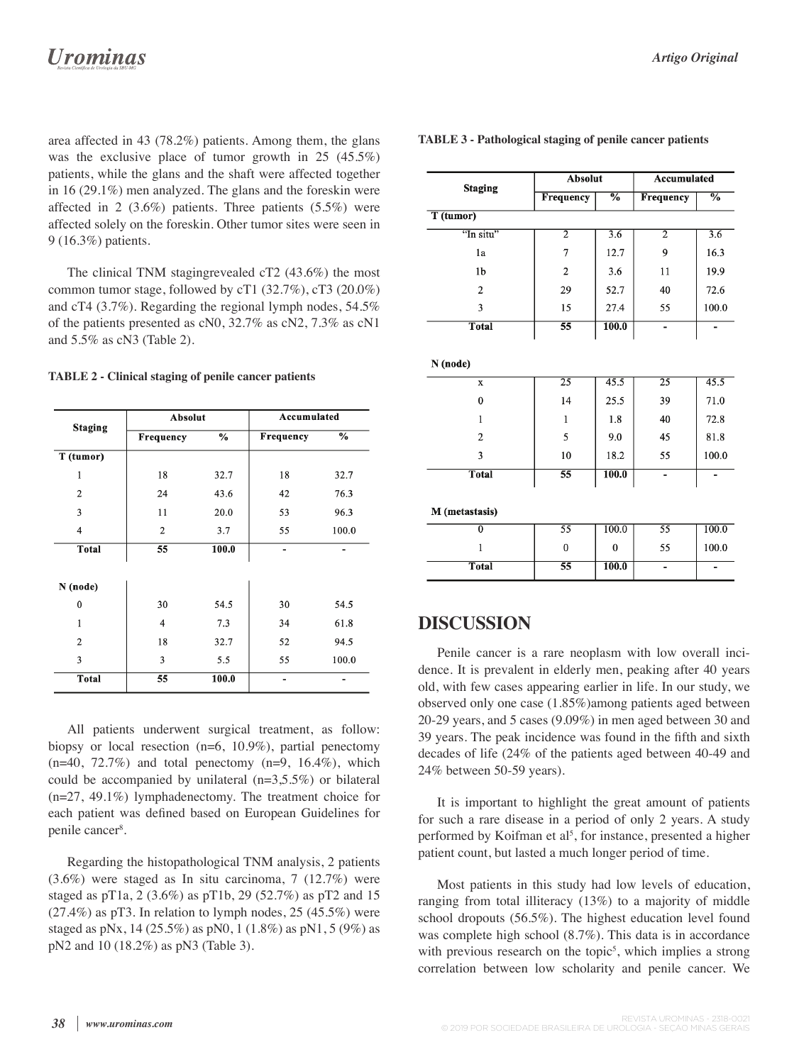area affected in 43 (78.2%) patients. Among them, the glans was the exclusive place of tumor growth in 25 (45.5%) patients, while the glans and the shaft were affected together in 16 (29.1%) men analyzed. The glans and the foreskin were affected in 2 (3.6%) patients. Three patients (5.5%) were affected solely on the foreskin. Other tumor sites were seen in 9 (16.3%) patients.

The clinical TNM stagingrevealed cT2 (43.6%) the most common tumor stage, followed by cT1 (32.7%), cT3 (20.0%) and cT4 (3.7%). Regarding the regional lymph nodes, 54.5% of the patients presented as cN0, 32.7% as cN2, 7.3% as cN1 and 5.5% as cN3 (Table 2).

**TABLE 2 - Clinical staging of penile cancer patients**

| Staging | Absolut | | Accumulated | |
|---|---|---|---|---|
| | Frequency | % | Frequency | % |
| **T (tumor)** | | | | |
| 1 | 18 | 32.7 | 18 | 32.7 |
| 2 | 24 | 43.6 | 42 | 76.3 |
| 3 | 11 | 20.0 | 53 | 96.3 |
| 4 | 2 | 3.7 | 55 | 100.0 |
| **Total** | **55** | **100.0** | - | - |
| **N (node)** | | | | |
| 0 | 30 | 54.5 | 30 | 54.5 |
| 1 | 4 | 7.3 | 34 | 61.8 |
| 2 | 18 | 32.7 | 52 | 94.5 |
| 3 | 3 | 5.5 | 55 | 100.0 |
| **Total** | **55** | **100.0** | - | - |

All patients underwent surgical treatment, as follow: biopsy or local resection (n=6, 10.9%), partial penectomy (n=40, 72.7%) and total penectomy (n=9, 16.4%), which could be accompanied by unilateral (n=3,5.5%) or bilateral (n=27, 49.1%) lymphadenectomy. The treatment choice for each patient was defined based on European Guidelines for penile cancer[8].

Regarding the histopathological TNM analysis, 2 patients (3.6%) were staged as In situ carcinoma, 7 (12.7%) were staged as pT1a, 2 (3.6%) as pT1b, 29 (52.7%) as pT2 and 15 (27.4%) as pT3. In relation to lymph nodes, 25 (45.5%) were staged as pNx, 14 (25.5%) as pN0, 1 (1.8%) as pN1, 5 (9%) as pN2 and 10 (18.2%) as pN3 (Table 3).

**TABLE 3 - Pathological staging of penile cancer patients**

| Staging | Absolut | | Accumulated | |
|---|---|---|---|---|
| | Frequency | % | Frequency | % |
| **T (tumor)** | | | | |
| "In situ" | 2 | 3.6 | 2 | 3.6 |
| 1a | 7 | 12.7 | 9 | 16.3 |
| 1b | 2 | 3.6 | 11 | 19.9 |
| 2 | 29 | 52.7 | 40 | 72.6 |
| 3 | 15 | 27.4 | 55 | 100.0 |
| **Total** | **55** | **100.0** | - | - |
| **N (node)** | | | | |
| x | 25 | 45.5 | 25 | 45.5 |
| 0 | 14 | 25.5 | 39 | 71.0 |
| 1 | 1 | 1.8 | 40 | 72.8 |
| 2 | 5 | 9.0 | 45 | 81.8 |
| 3 | 10 | 18.2 | 55 | 100.0 |
| **Total** | **55** | **100.0** | - | - |
| **M (metastasis)** | | | | |
| 0 | 55 | 100.0 | 55 | 100.0 |
| 1 | 0 | 0 | 55 | 100.0 |
| **Total** | **55** | **100.0** | - | - |

## DISCUSSION

Penile cancer is a rare neoplasm with low overall incidence. It is prevalent in elderly men, peaking after 40 years old, with few cases appearing earlier in life. In our study, we observed only one case (1.85%)among patients aged between 20-29 years, and 5 cases (9.09%) in men aged between 30 and 39 years. The peak incidence was found in the fifth and sixth decades of life (24% of the patients aged between 40-49 and 24% between 50-59 years).

It is important to highlight the great amount of patients for such a rare disease in a period of only 2 years. A study performed by Koifman et al[5], for instance, presented a higher patient count, but lasted a much longer period of time.

Most patients in this study had low levels of education, ranging from total illiteracy (13%) to a majority of middle school dropouts (56.5%). The highest education level found was complete high school (8.7%). This data is in accordance with previous research on the topic[5], which implies a strong correlation between low scholarity and penile cancer. We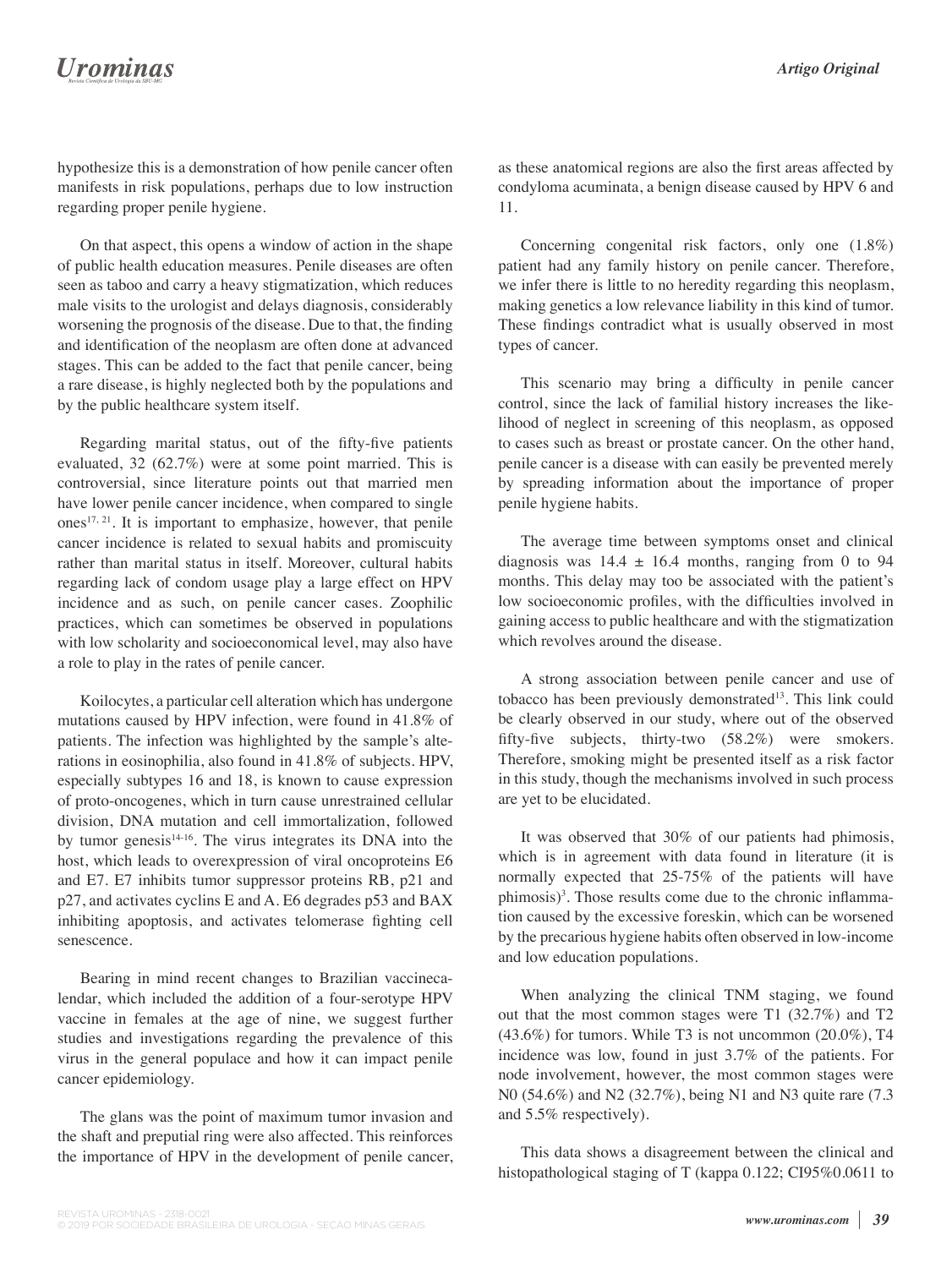hypothesize this is a demonstration of how penile cancer often manifests in risk populations, perhaps due to low instruction regarding proper penile hygiene.

On that aspect, this opens a window of action in the shape of public health education measures. Penile diseases are often seen as taboo and carry a heavy stigmatization, which reduces male visits to the urologist and delays diagnosis, considerably worsening the prognosis of the disease. Due to that, the finding and identification of the neoplasm are often done at advanced stages. This can be added to the fact that penile cancer, being a rare disease, is highly neglected both by the populations and by the public healthcare system itself.

Regarding marital status, out of the fifty-five patients evaluated, 32 (62.7%) were at some point married. This is controversial, since literature points out that married men have lower penile cancer incidence, when compared to single ones[17, 21]. It is important to emphasize, however, that penile cancer incidence is related to sexual habits and promiscuity rather than marital status in itself. Moreover, cultural habits regarding lack of condom usage play a large effect on HPV incidence and as such, on penile cancer cases. Zoophilic practices, which can sometimes be observed in populations with low scholarity and socioeconomical level, may also have a role to play in the rates of penile cancer.

Koilocytes, a particular cell alteration which has undergone mutations caused by HPV infection, were found in 41.8% of patients. The infection was highlighted by the sample's alterations in eosinophilia, also found in 41.8% of subjects. HPV, especially subtypes 16 and 18, is known to cause expression of proto-oncogenes, which in turn cause unrestrained cellular division, DNA mutation and cell immortalization, followed by tumor genesis[14-16]. The virus integrates its DNA into the host, which leads to overexpression of viral oncoproteins E6 and E7. E7 inhibits tumor suppressor proteins RB, p21 and p27, and activates cyclins E and A. E6 degrades p53 and BAX inhibiting apoptosis, and activates telomerase fighting cell senescence.

Bearing in mind recent changes to Brazilian vaccinecalendar, which included the addition of a four-serotype HPV vaccine in females at the age of nine, we suggest further studies and investigations regarding the prevalence of this virus in the general populace and how it can impact penile cancer epidemiology.

The glans was the point of maximum tumor invasion and the shaft and preputial ring were also affected. This reinforces the importance of HPV in the development of penile cancer, as these anatomical regions are also the first areas affected by condyloma acuminata, a benign disease caused by HPV 6 and 11.

Concerning congenital risk factors, only one (1.8%) patient had any family history on penile cancer. Therefore, we infer there is little to no heredity regarding this neoplasm, making genetics a low relevance liability in this kind of tumor. These findings contradict what is usually observed in most types of cancer.

This scenario may bring a difficulty in penile cancer control, since the lack of familial history increases the likelihood of neglect in screening of this neoplasm, as opposed to cases such as breast or prostate cancer. On the other hand, penile cancer is a disease with can easily be prevented merely by spreading information about the importance of proper penile hygiene habits.

The average time between symptoms onset and clinical diagnosis was $14.4 \pm 16.4$ months, ranging from 0 to 94 months. This delay may too be associated with the patient's low socioeconomic profiles, with the difficulties involved in gaining access to public healthcare and with the stigmatization which revolves around the disease.

A strong association between penile cancer and use of tobacco has been previously demonstrated[13]. This link could be clearly observed in our study, where out of the observed fifty-five subjects, thirty-two (58.2%) were smokers. Therefore, smoking might be presented itself as a risk factor in this study, though the mechanisms involved in such process are yet to be elucidated.

It was observed that 30% of our patients had phimosis, which is in agreement with data found in literature (it is normally expected that 25-75% of the patients will have phimosis)[3]. Those results come due to the chronic inflammation caused by the excessive foreskin, which can be worsened by the precarious hygiene habits often observed in low-income and low education populations.

When analyzing the clinical TNM staging, we found out that the most common stages were T1 (32.7%) and T2 (43.6%) for tumors. While T3 is not uncommon (20.0%), T4 incidence was low, found in just 3.7% of the patients. For node involvement, however, the most common stages were N0 (54.6%) and N2 (32.7%), being N1 and N3 quite rare (7.3 and 5.5% respectively).

This data shows a disagreement between the clinical and histopathological staging of T (kappa 0.122; CI95%0.0611 to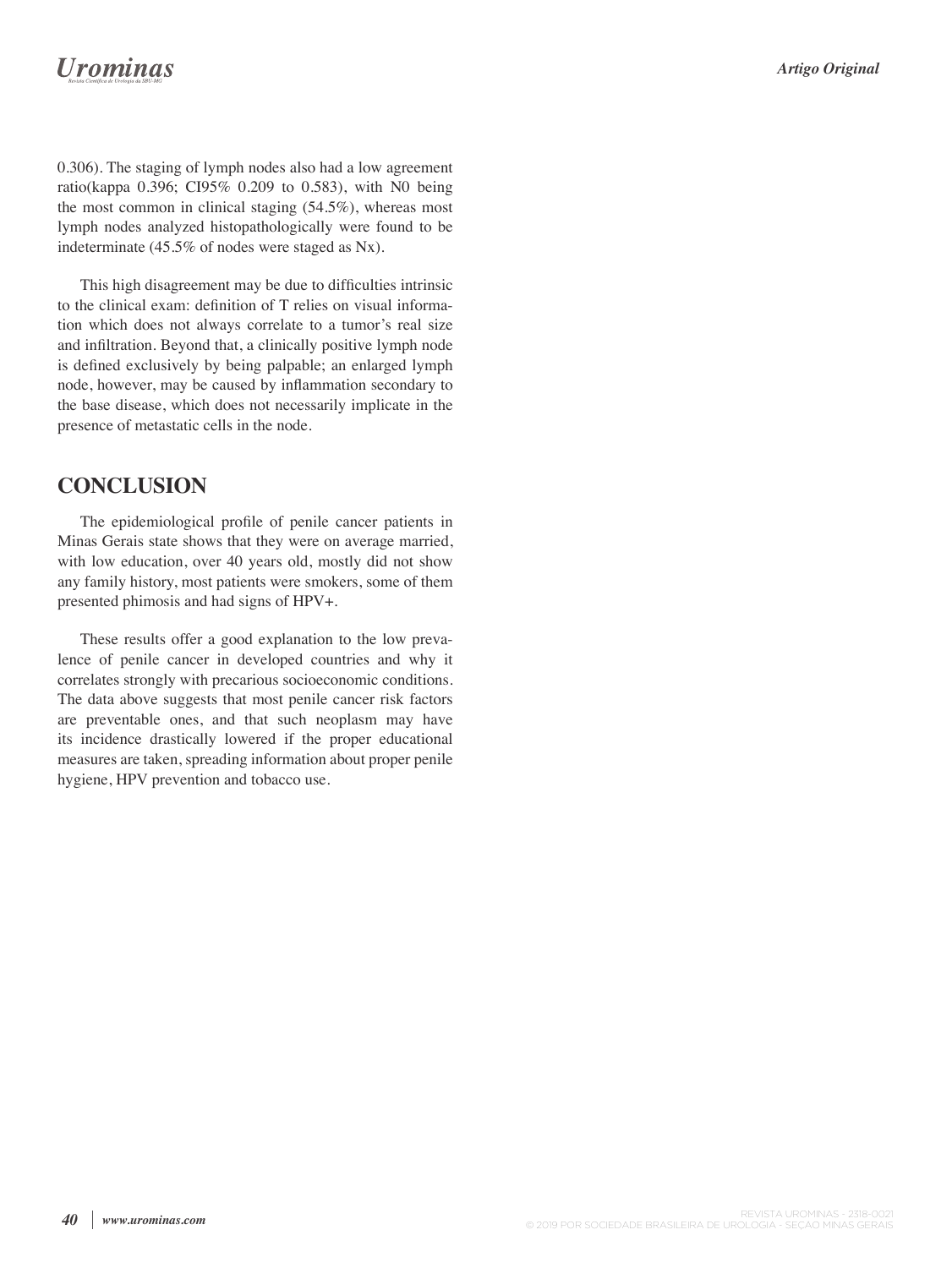0.306). The staging of lymph nodes also had a low agreement ratio(kappa 0.396; CI95% 0.209 to 0.583), with N0 being the most common in clinical staging (54.5%), whereas most lymph nodes analyzed histopathologically were found to be indeterminate (45.5% of nodes were staged as Nx).

This high disagreement may be due to difficulties intrinsic to the clinical exam: definition of T relies on visual information which does not always correlate to a tumor's real size and infiltration. Beyond that, a clinically positive lymph node is defined exclusively by being palpable; an enlarged lymph node, however, may be caused by inflammation secondary to the base disease, which does not necessarily implicate in the presence of metastatic cells in the node.

## CONCLUSION

The epidemiological profile of penile cancer patients in Minas Gerais state shows that they were on average married, with low education, over 40 years old, mostly did not show any family history, most patients were smokers, some of them presented phimosis and had signs of HPV+.

These results offer a good explanation to the low prevalence of penile cancer in developed countries and why it correlates strongly with precarious socioeconomic conditions. The data above suggests that most penile cancer risk factors are preventable ones, and that such neoplasm may have its incidence drastically lowered if the proper educational measures are taken, spreading information about proper penile hygiene, HPV prevention and tobacco use.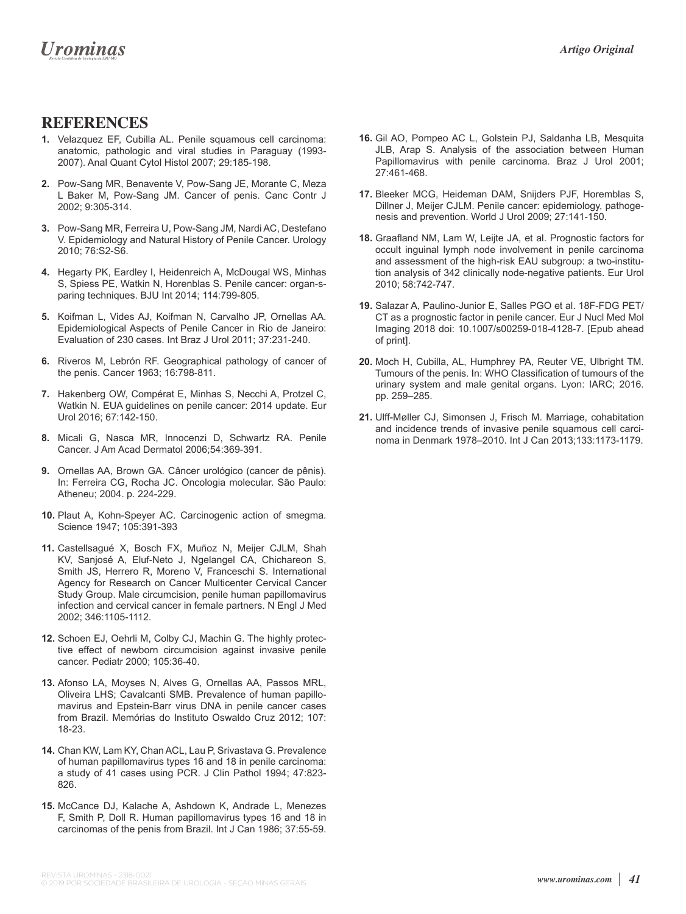## REFERENCES

1. Velazquez EF, Cubilla AL. Penile squamous cell carcinoma: anatomic, pathologic and viral studies in Paraguay (1993-2007). Anal Quant Cytol Histol 2007; 29:185-198.

2. Pow-Sang MR, Benavente V, Pow-Sang JE, Morante C, Meza L Baker M, Pow-Sang JM. Cancer of penis. Canc Contr J 2002; 9:305-314.

3. Pow-Sang MR, Ferreira U, Pow-Sang JM, Nardi AC, Destefano V. Epidemiology and Natural History of Penile Cancer. Urology 2010; 76:S2-S6.

4. Hegarty PK, Eardley I, Heidenreich A, McDougal WS, Minhas S, Spiess PE, Watkin N, Horenblas S. Penile cancer: organ-sparing techniques. BJU Int 2014; 114:799-805.

5. Koifman L, Vides AJ, Koifman N, Carvalho JP, Ornellas AA. Epidemiological Aspects of Penile Cancer in Rio de Janeiro: Evaluation of 230 cases. Int Braz J Urol 2011; 37:231-240.

6. Riveros M, Lebrón RF. Geographical pathology of cancer of the penis. Cancer 1963; 16:798-811.

7. Hakenberg OW, Compérat E, Minhas S, Necchi A, Protzel C, Watkin N. EUA guidelines on penile cancer: 2014 update. Eur Urol 2016; 67:142-150.

8. Micali G, Nasca MR, Innocenzi D, Schwartz RA. Penile Cancer. J Am Acad Dermatol 2006;54:369-391.

9. Ornellas AA, Brown GA. Câncer urológico (cancer de pênis). In: Ferreira CG, Rocha JC. Oncologia molecular. São Paulo: Atheneu; 2004. p. 224-229.

10. Plaut A, Kohn-Speyer AC. Carcinogenic action of smegma. Science 1947; 105:391-393

11. Castellsagué X, Bosch FX, Muñoz N, Meijer CJLM, Shah KV, Sanjosé A, Eluf-Neto J, Ngelangel CA, Chichareon S, Smith JS, Herrero R, Moreno V, Franceschi S. International Agency for Research on Cancer Multicenter Cervical Cancer Study Group. Male circumcision, penile human papillomavirus infection and cervical cancer in female partners. N Engl J Med 2002; 346:1105-1112.

12. Schoen EJ, Oehrli M, Colby CJ, Machin G. The highly protective effect of newborn circumcision against invasive penile cancer. Pediatr 2000; 105:36-40.

13. Afonso LA, Moyses N, Alves G, Ornellas AA, Passos MRL, Oliveira LHS; Cavalcanti SMB. Prevalence of human papillomavirus and Epstein-Barr virus DNA in penile cancer cases from Brazil. Memórias do Instituto Oswaldo Cruz 2012; 107: 18-23.

14. Chan KW, Lam KY, Chan ACL, Lau P, Srivastava G. Prevalence of human papillomavirus types 16 and 18 in penile carcinoma: a study of 41 cases using PCR. J Clin Pathol 1994; 47:823-826.

15. McCance DJ, Kalache A, Ashdown K, Andrade L, Menezes F, Smith P, Doll R. Human papillomavirus types 16 and 18 in carcinomas of the penis from Brazil. Int J Can 1986; 37:55-59.

16. Gil AO, Pompeo AC L, Golstein PJ, Saldanha LB, Mesquita JLB, Arap S. Analysis of the association between Human Papillomavirus with penile carcinoma. Braz J Urol 2001; 27:461-468.

17. Bleeker MCG, Heideman DAM, Snijders PJF, Horemblas S, Dillner J, Meijer CJLM. Penile cancer: epidemiology, pathogenesis and prevention. World J Urol 2009; 27:141-150.

18. Graafland NM, Lam W, Leijte JA, et al. Prognostic factors for occult inguinal lymph node involvement in penile carcinoma and assessment of the high-risk EAU subgroup: a two-institution analysis of 342 clinically node-negative patients. Eur Urol 2010; 58:742-747.

19. Salazar A, Paulino-Junior E, Salles PGO et al. 18F-FDG PET/CT as a prognostic factor in penile cancer. Eur J Nucl Med Mol Imaging 2018 doi: 10.1007/s00259-018-4128-7. [Epub ahead of print].

20. Moch H, Cubilla, AL, Humphrey PA, Reuter VE, Ulbright TM. Tumours of the penis. In: WHO Classification of tumours of the urinary system and male genital organs. Lyon: IARC; 2016. pp. 259–285.

21. Ulff-Møller CJ, Simonsen J, Frisch M. Marriage, cohabitation and incidence trends of invasive penile squamous cell carcinoma in Denmark 1978–2010. Int J Can 2013;133:1173-1179.